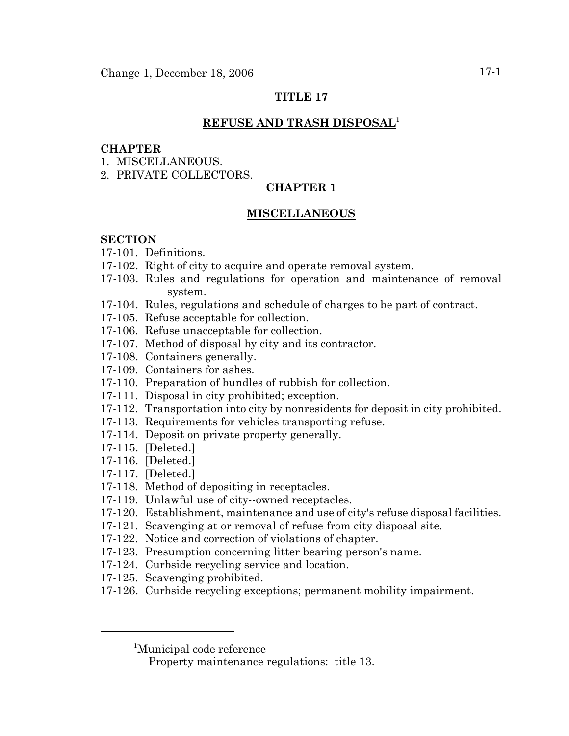Change 1, December 18, 2006

# TITLE 17

## REFUSE AND TRASH DISPOSAL[1]

**CHAPTER**

1. MISCELLANEOUS.
2. PRIVATE COLLECTORS.

## CHAPTER 1

## MISCELLANEOUS

**SECTION**

17-101. Definitions.
17-102. Right of city to acquire and operate removal system.
17-103. Rules and regulations for operation and maintenance of removal system.
17-104. Rules, regulations and schedule of charges to be part of contract.
17-105. Refuse acceptable for collection.
17-106. Refuse unacceptable for collection.
17-107. Method of disposal by city and its contractor.
17-108. Containers generally.
17-109. Containers for ashes.
17-110. Preparation of bundles of rubbish for collection.
17-111. Disposal in city prohibited; exception.
17-112. Transportation into city by nonresidents for deposit in city prohibited.
17-113. Requirements for vehicles transporting refuse.
17-114. Deposit on private property generally.
17-115. [Deleted.]
17-116. [Deleted.]
17-117. [Deleted.]
17-118. Method of depositing in receptacles.
17-119. Unlawful use of city--owned receptacles.
17-120. Establishment, maintenance and use of city's refuse disposal facilities.
17-121. Scavenging at or removal of refuse from city disposal site.
17-122. Notice and correction of violations of chapter.
17-123. Presumption concerning litter bearing person's name.
17-124. Curbside recycling service and location.
17-125. Scavenging prohibited.
17-126. Curbside recycling exceptions; permanent mobility impairment.

---

[1]Municipal code reference

Property maintenance regulations: title 13.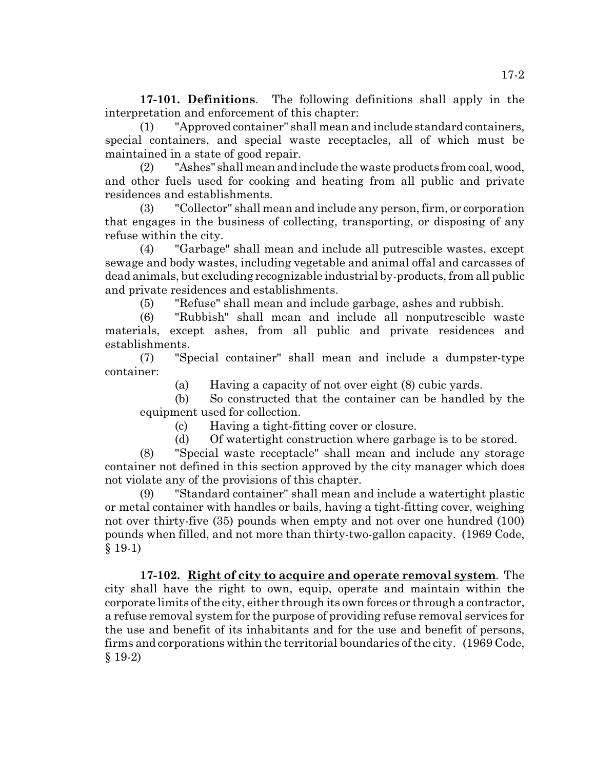**17-101. <u>Definitions</u>**. The following definitions shall apply in the interpretation and enforcement of this chapter:

(1) "Approved container" shall mean and include standard containers, special containers, and special waste receptacles, all of which must be maintained in a state of good repair.

(2) "Ashes" shall mean and include the waste products from coal, wood, and other fuels used for cooking and heating from all public and private residences and establishments.

(3) "Collector" shall mean and include any person, firm, or corporation that engages in the business of collecting, transporting, or disposing of any refuse within the city.

(4) "Garbage" shall mean and include all putrescible wastes, except sewage and body wastes, including vegetable and animal offal and carcasses of dead animals, but excluding recognizable industrial by-products, from all public and private residences and establishments.

(5) "Refuse" shall mean and include garbage, ashes and rubbish.

(6) "Rubbish" shall mean and include all nonputrescible waste materials, except ashes, from all public and private residences and establishments.

(7) "Special container" shall mean and include a dumpster-type container:

(a) Having a capacity of not over eight (8) cubic yards.

(b) So constructed that the container can be handled by the equipment used for collection.

(c) Having a tight-fitting cover or closure.

(d) Of watertight construction where garbage is to be stored.

(8) "Special waste receptacle" shall mean and include any storage container not defined in this section approved by the city manager which does not violate any of the provisions of this chapter.

(9) "Standard container" shall mean and include a watertight plastic or metal container with handles or bails, having a tight-fitting cover, weighing not over thirty-five (35) pounds when empty and not over one hundred (100) pounds when filled, and not more than thirty-two-gallon capacity. (1969 Code, § 19-1)

**17-102. <u>Right of city to acquire and operate removal system</u>**. The city shall have the right to own, equip, operate and maintain within the corporate limits of the city, either through its own forces or through a contractor, a refuse removal system for the purpose of providing refuse removal services for the use and benefit of its inhabitants and for the use and benefit of persons, firms and corporations within the territorial boundaries of the city. (1969 Code, § 19-2)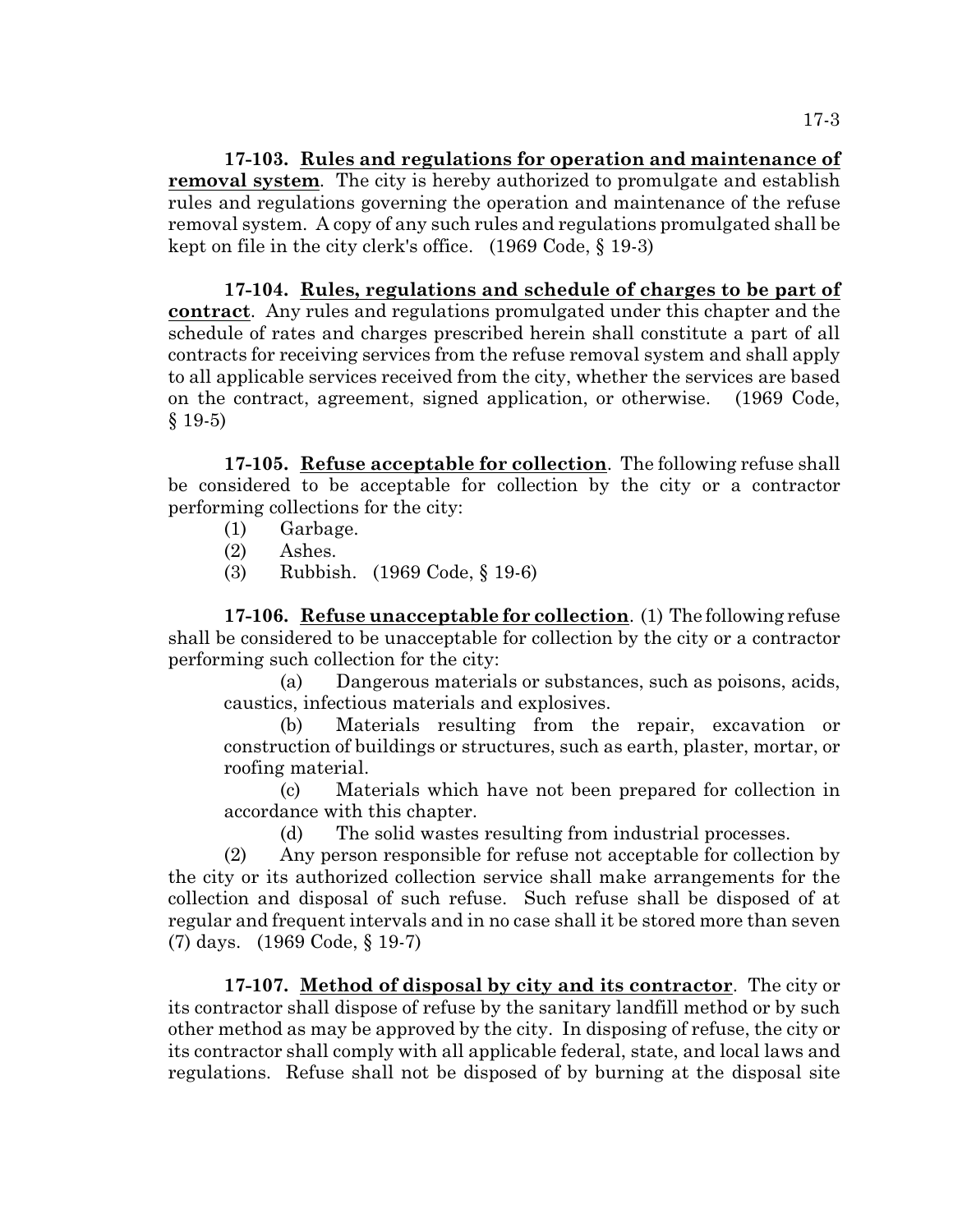**17-103. Rules and regulations for operation and maintenance of removal system**. The city is hereby authorized to promulgate and establish rules and regulations governing the operation and maintenance of the refuse removal system. A copy of any such rules and regulations promulgated shall be kept on file in the city clerk's office. (1969 Code, § 19-3)

**17-104. Rules, regulations and schedule of charges to be part of contract**. Any rules and regulations promulgated under this chapter and the schedule of rates and charges prescribed herein shall constitute a part of all contracts for receiving services from the refuse removal system and shall apply to all applicable services received from the city, whether the services are based on the contract, agreement, signed application, or otherwise. (1969 Code, § 19-5)

**17-105. Refuse acceptable for collection**. The following refuse shall be considered to be acceptable for collection by the city or a contractor performing collections for the city:

(1) Garbage.

(2) Ashes.

(3) Rubbish. (1969 Code, § 19-6)

**17-106. Refuse unacceptable for collection**. (1) The following refuse shall be considered to be unacceptable for collection by the city or a contractor performing such collection for the city:

(a) Dangerous materials or substances, such as poisons, acids, caustics, infectious materials and explosives.

(b) Materials resulting from the repair, excavation or construction of buildings or structures, such as earth, plaster, mortar, or roofing material.

(c) Materials which have not been prepared for collection in accordance with this chapter.

(d) The solid wastes resulting from industrial processes.

(2) Any person responsible for refuse not acceptable for collection by the city or its authorized collection service shall make arrangements for the collection and disposal of such refuse. Such refuse shall be disposed of at regular and frequent intervals and in no case shall it be stored more than seven (7) days. (1969 Code, § 19-7)

**17-107. Method of disposal by city and its contractor**. The city or its contractor shall dispose of refuse by the sanitary landfill method or by such other method as may be approved by the city. In disposing of refuse, the city or its contractor shall comply with all applicable federal, state, and local laws and regulations. Refuse shall not be disposed of by burning at the disposal site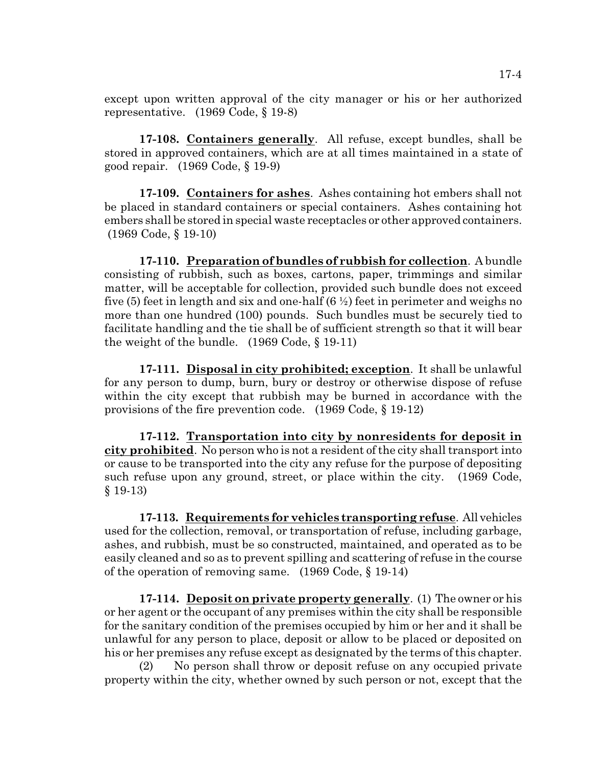except upon written approval of the city manager or his or her authorized representative. (1969 Code, § 19-8)

**17-108. Containers generally**. All refuse, except bundles, shall be stored in approved containers, which are at all times maintained in a state of good repair. (1969 Code, § 19-9)

**17-109. Containers for ashes**. Ashes containing hot embers shall not be placed in standard containers or special containers. Ashes containing hot embers shall be stored in special waste receptacles or other approved containers. (1969 Code, § 19-10)

**17-110. Preparation of bundles of rubbish for collection**. A bundle consisting of rubbish, such as boxes, cartons, paper, trimmings and similar matter, will be acceptable for collection, provided such bundle does not exceed five (5) feet in length and six and one-half (6 ½) feet in perimeter and weighs no more than one hundred (100) pounds. Such bundles must be securely tied to facilitate handling and the tie shall be of sufficient strength so that it will bear the weight of the bundle. (1969 Code, § 19-11)

**17-111. Disposal in city prohibited; exception**. It shall be unlawful for any person to dump, burn, bury or destroy or otherwise dispose of refuse within the city except that rubbish may be burned in accordance with the provisions of the fire prevention code. (1969 Code, § 19-12)

**17-112. Transportation into city by nonresidents for deposit in city prohibited**. No person who is not a resident of the city shall transport into or cause to be transported into the city any refuse for the purpose of depositing such refuse upon any ground, street, or place within the city. (1969 Code, § 19-13)

**17-113. Requirements for vehicles transporting refuse**. All vehicles used for the collection, removal, or transportation of refuse, including garbage, ashes, and rubbish, must be so constructed, maintained, and operated as to be easily cleaned and so as to prevent spilling and scattering of refuse in the course of the operation of removing same. (1969 Code, § 19-14)

**17-114. Deposit on private property generally**. (1) The owner or his or her agent or the occupant of any premises within the city shall be responsible for the sanitary condition of the premises occupied by him or her and it shall be unlawful for any person to place, deposit or allow to be placed or deposited on his or her premises any refuse except as designated by the terms of this chapter.

(2) No person shall throw or deposit refuse on any occupied private property within the city, whether owned by such person or not, except that the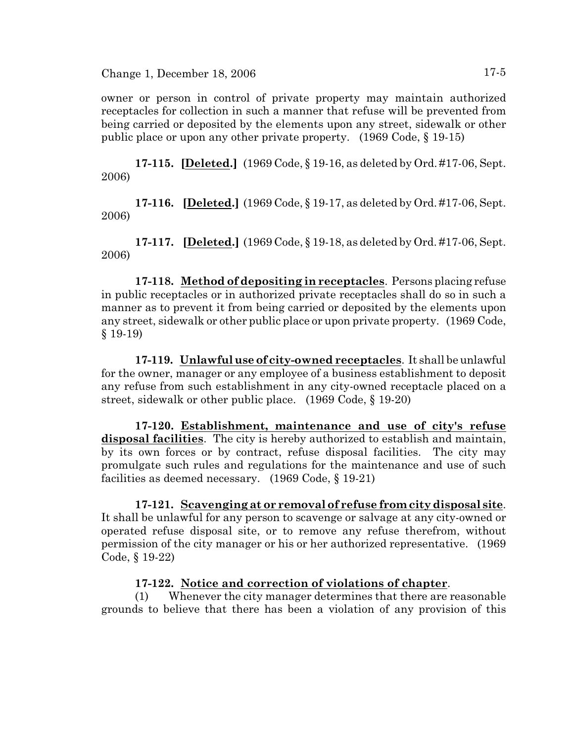owner or person in control of private property may maintain authorized receptacles for collection in such a manner that refuse will be prevented from being carried or deposited by the elements upon any street, sidewalk or other public place or upon any other private property. (1969 Code, § 19-15)

**17-115. [Deleted.]** (1969 Code, § 19-16, as deleted by Ord. #17-06, Sept. 2006)

**17-116. [Deleted.]** (1969 Code, § 19-17, as deleted by Ord. #17-06, Sept. 2006)

**17-117. [Deleted.]** (1969 Code, § 19-18, as deleted by Ord. #17-06, Sept. 2006)

**17-118. Method of depositing in receptacles**. Persons placing refuse in public receptacles or in authorized private receptacles shall do so in such a manner as to prevent it from being carried or deposited by the elements upon any street, sidewalk or other public place or upon private property. (1969 Code, § 19-19)

**17-119. Unlawful use of city-owned receptacles**. It shall be unlawful for the owner, manager or any employee of a business establishment to deposit any refuse from such establishment in any city-owned receptacle placed on a street, sidewalk or other public place. (1969 Code, § 19-20)

**17-120. Establishment, maintenance and use of city's refuse disposal facilities**. The city is hereby authorized to establish and maintain, by its own forces or by contract, refuse disposal facilities. The city may promulgate such rules and regulations for the maintenance and use of such facilities as deemed necessary. (1969 Code, § 19-21)

**17-121. Scavenging at or removal of refuse from city disposal site**. It shall be unlawful for any person to scavenge or salvage at any city-owned or operated refuse disposal site, or to remove any refuse therefrom, without permission of the city manager or his or her authorized representative. (1969 Code, § 19-22)

**17-122. Notice and correction of violations of chapter**.

(1) Whenever the city manager determines that there are reasonable grounds to believe that there has been a violation of any provision of this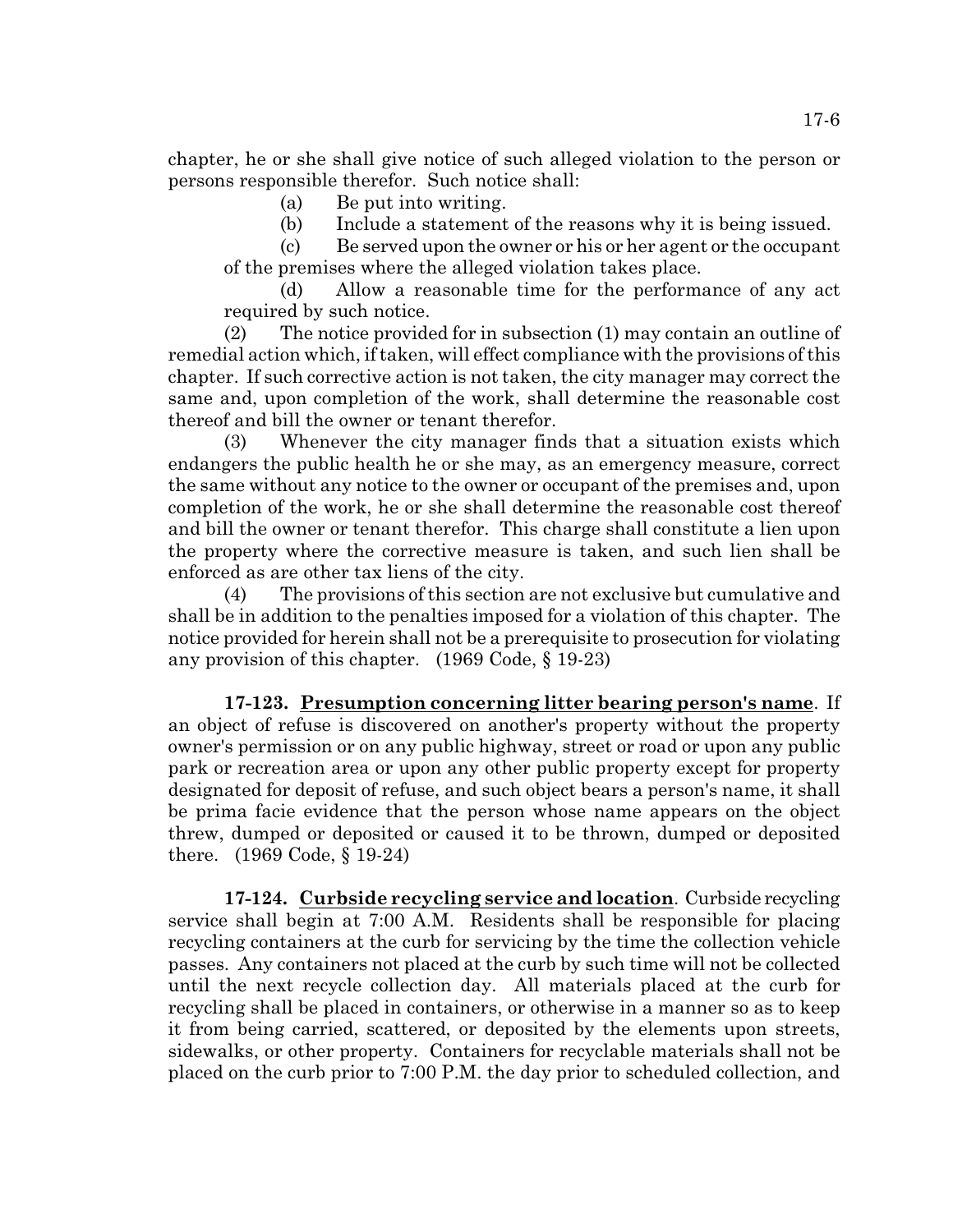chapter, he or she shall give notice of such alleged violation to the person or persons responsible therefor. Such notice shall:

(a) Be put into writing.

(b) Include a statement of the reasons why it is being issued.

(c) Be served upon the owner or his or her agent or the occupant of the premises where the alleged violation takes place.

(d) Allow a reasonable time for the performance of any act required by such notice.

(2) The notice provided for in subsection (1) may contain an outline of remedial action which, if taken, will effect compliance with the provisions of this chapter. If such corrective action is not taken, the city manager may correct the same and, upon completion of the work, shall determine the reasonable cost thereof and bill the owner or tenant therefor.

(3) Whenever the city manager finds that a situation exists which endangers the public health he or she may, as an emergency measure, correct the same without any notice to the owner or occupant of the premises and, upon completion of the work, he or she shall determine the reasonable cost thereof and bill the owner or tenant therefor. This charge shall constitute a lien upon the property where the corrective measure is taken, and such lien shall be enforced as are other tax liens of the city.

(4) The provisions of this section are not exclusive but cumulative and shall be in addition to the penalties imposed for a violation of this chapter. The notice provided for herein shall not be a prerequisite to prosecution for violating any provision of this chapter. (1969 Code, § 19-23)

**17-123. Presumption concerning litter bearing person's name**. If an object of refuse is discovered on another's property without the property owner's permission or on any public highway, street or road or upon any public park or recreation area or upon any other public property except for property designated for deposit of refuse, and such object bears a person's name, it shall be prima facie evidence that the person whose name appears on the object threw, dumped or deposited or caused it to be thrown, dumped or deposited there. (1969 Code, § 19-24)

**17-124. Curbside recycling service and location**. Curbside recycling service shall begin at 7:00 A.M. Residents shall be responsible for placing recycling containers at the curb for servicing by the time the collection vehicle passes. Any containers not placed at the curb by such time will not be collected until the next recycle collection day. All materials placed at the curb for recycling shall be placed in containers, or otherwise in a manner so as to keep it from being carried, scattered, or deposited by the elements upon streets, sidewalks, or other property. Containers for recyclable materials shall not be placed on the curb prior to 7:00 P.M. the day prior to scheduled collection, and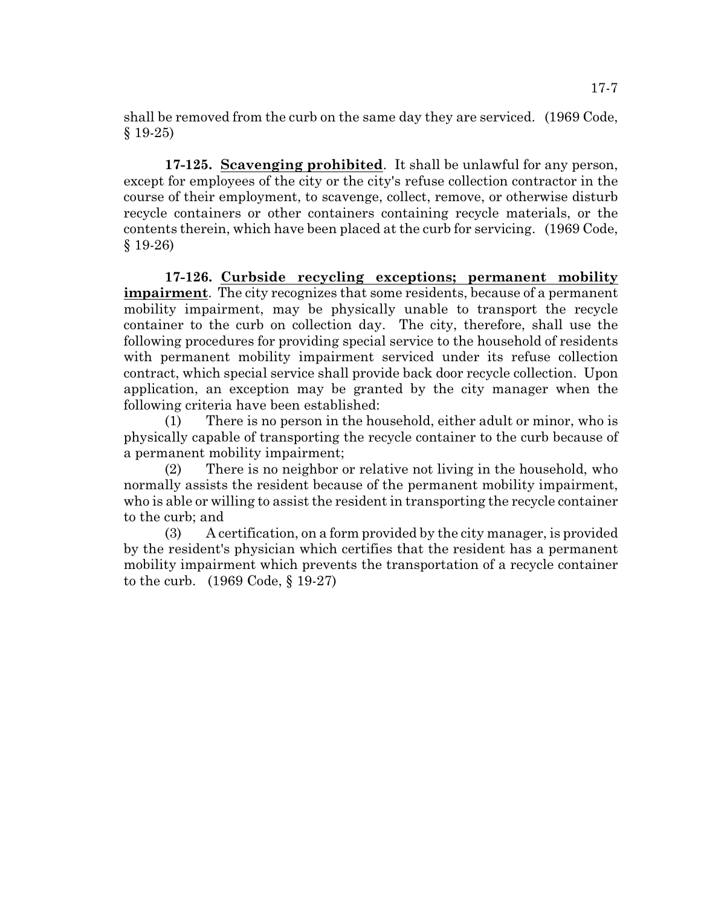shall be removed from the curb on the same day they are serviced. (1969 Code, § 19-25)

**17-125. <u>Scavenging prohibited</u>**. It shall be unlawful for any person, except for employees of the city or the city's refuse collection contractor in the course of their employment, to scavenge, collect, remove, or otherwise disturb recycle containers or other containers containing recycle materials, or the contents therein, which have been placed at the curb for servicing. (1969 Code, § 19-26)

**17-126. <u>Curbside recycling exceptions; permanent mobility impairment</u>**. The city recognizes that some residents, because of a permanent mobility impairment, may be physically unable to transport the recycle container to the curb on collection day. The city, therefore, shall use the following procedures for providing special service to the household of residents with permanent mobility impairment serviced under its refuse collection contract, which special service shall provide back door recycle collection. Upon application, an exception may be granted by the city manager when the following criteria have been established:

(1) There is no person in the household, either adult or minor, who is physically capable of transporting the recycle container to the curb because of a permanent mobility impairment;

(2) There is no neighbor or relative not living in the household, who normally assists the resident because of the permanent mobility impairment, who is able or willing to assist the resident in transporting the recycle container to the curb; and

(3) A certification, on a form provided by the city manager, is provided by the resident's physician which certifies that the resident has a permanent mobility impairment which prevents the transportation of a recycle container to the curb. (1969 Code, § 19-27)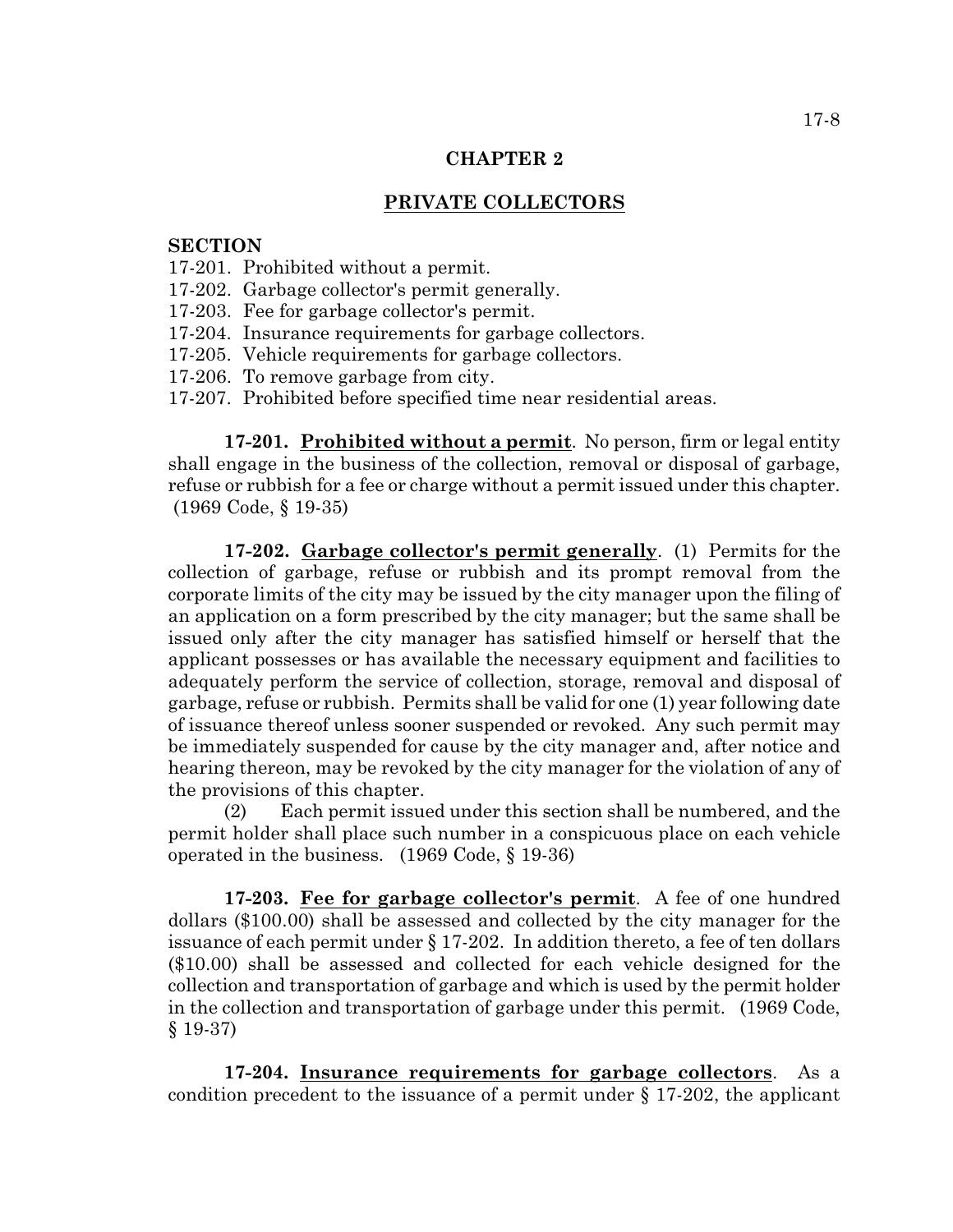## CHAPTER 2

## PRIVATE COLLECTORS

**SECTION**

17-201. Prohibited without a permit.
17-202. Garbage collector's permit generally.
17-203. Fee for garbage collector's permit.
17-204. Insurance requirements for garbage collectors.
17-205. Vehicle requirements for garbage collectors.
17-206. To remove garbage from city.
17-207. Prohibited before specified time near residential areas.

**17-201. Prohibited without a permit**. No person, firm or legal entity shall engage in the business of the collection, removal or disposal of garbage, refuse or rubbish for a fee or charge without a permit issued under this chapter. (1969 Code, § 19-35)

**17-202. Garbage collector's permit generally**. (1) Permits for the collection of garbage, refuse or rubbish and its prompt removal from the corporate limits of the city may be issued by the city manager upon the filing of an application on a form prescribed by the city manager; but the same shall be issued only after the city manager has satisfied himself or herself that the applicant possesses or has available the necessary equipment and facilities to adequately perform the service of collection, storage, removal and disposal of garbage, refuse or rubbish. Permits shall be valid for one (1) year following date of issuance thereof unless sooner suspended or revoked. Any such permit may be immediately suspended for cause by the city manager and, after notice and hearing thereon, may be revoked by the city manager for the violation of any of the provisions of this chapter.

(2) Each permit issued under this section shall be numbered, and the permit holder shall place such number in a conspicuous place on each vehicle operated in the business. (1969 Code, § 19-36)

**17-203. Fee for garbage collector's permit**. A fee of one hundred dollars ($100.00) shall be assessed and collected by the city manager for the issuance of each permit under § 17-202. In addition thereto, a fee of ten dollars ($10.00) shall be assessed and collected for each vehicle designed for the collection and transportation of garbage and which is used by the permit holder in the collection and transportation of garbage under this permit. (1969 Code, § 19-37)

**17-204. Insurance requirements for garbage collectors**. As a condition precedent to the issuance of a permit under § 17-202, the applicant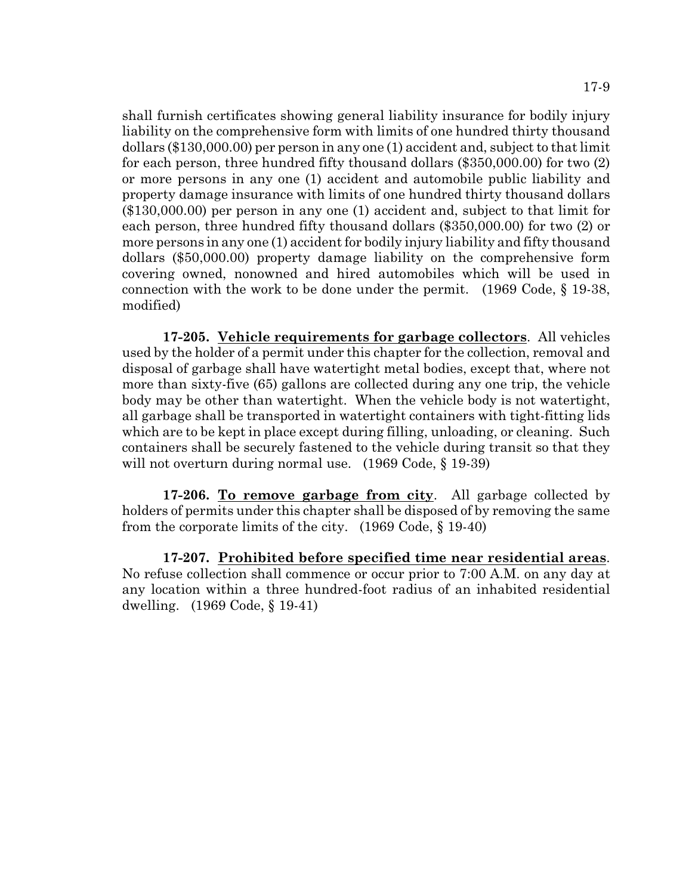shall furnish certificates showing general liability insurance for bodily injury liability on the comprehensive form with limits of one hundred thirty thousand dollars ($130,000.00) per person in any one (1) accident and, subject to that limit for each person, three hundred fifty thousand dollars ($350,000.00) for two (2) or more persons in any one (1) accident and automobile public liability and property damage insurance with limits of one hundred thirty thousand dollars ($130,000.00) per person in any one (1) accident and, subject to that limit for each person, three hundred fifty thousand dollars ($350,000.00) for two (2) or more persons in any one (1) accident for bodily injury liability and fifty thousand dollars ($50,000.00) property damage liability on the comprehensive form covering owned, nonowned and hired automobiles which will be used in connection with the work to be done under the permit. (1969 Code, § 19-38, modified)

**17-205. Vehicle requirements for garbage collectors**. All vehicles used by the holder of a permit under this chapter for the collection, removal and disposal of garbage shall have watertight metal bodies, except that, where not more than sixty-five (65) gallons are collected during any one trip, the vehicle body may be other than watertight. When the vehicle body is not watertight, all garbage shall be transported in watertight containers with tight-fitting lids which are to be kept in place except during filling, unloading, or cleaning. Such containers shall be securely fastened to the vehicle during transit so that they will not overturn during normal use. (1969 Code, § 19-39)

**17-206. To remove garbage from city**. All garbage collected by holders of permits under this chapter shall be disposed of by removing the same from the corporate limits of the city. (1969 Code, § 19-40)

**17-207. Prohibited before specified time near residential areas**. No refuse collection shall commence or occur prior to 7:00 A.M. on any day at any location within a three hundred-foot radius of an inhabited residential dwelling. (1969 Code, § 19-41)